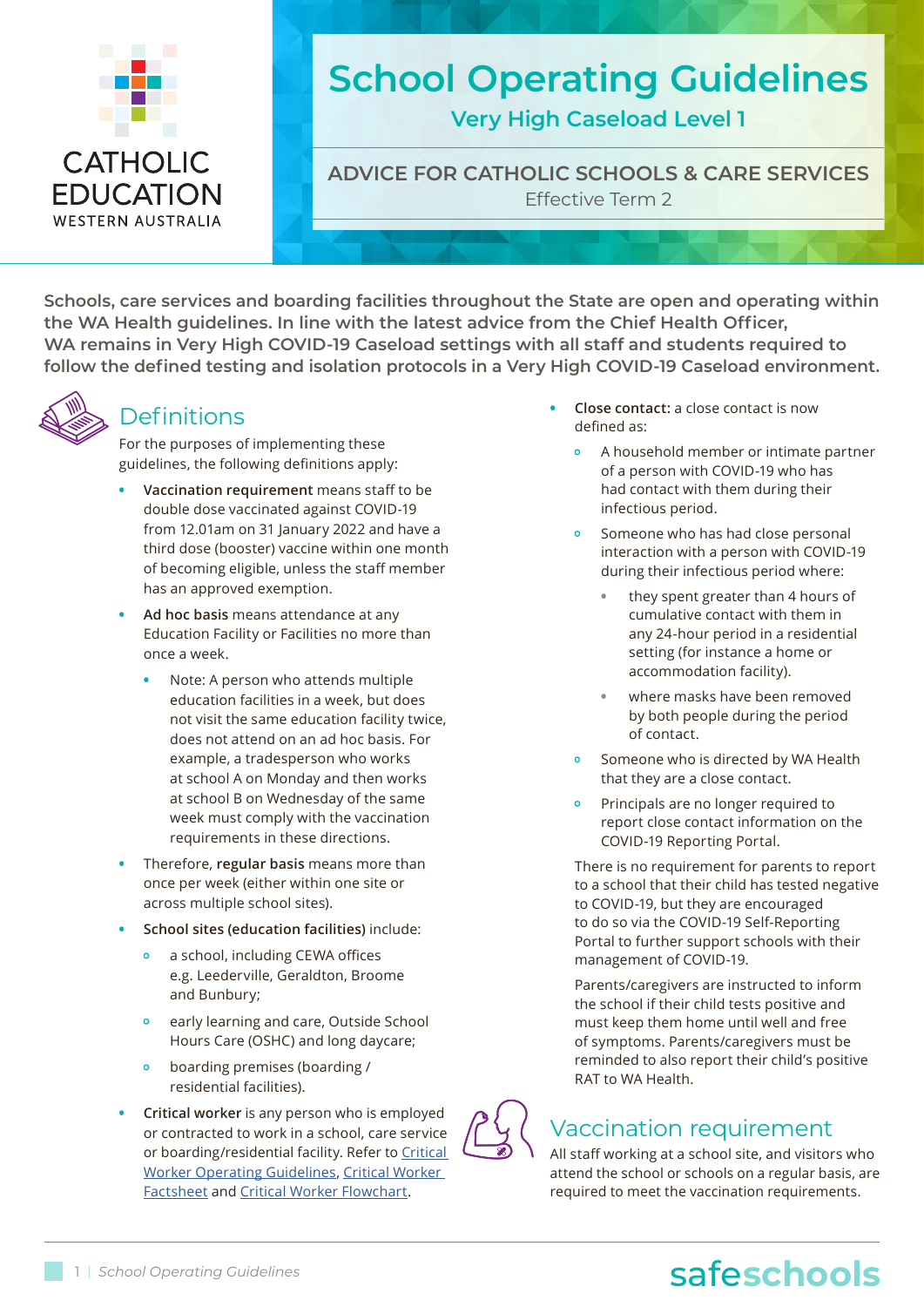CATHOLIC EDUCATION WESTERN AUSTRALIA

# School Operating Guidelines

## Very High Caseload Level 1

### ADVICE FOR CATHOLIC SCHOOLS & CARE SERVICES

Effective Term 2

**Schools, care services and boarding facilities throughout the State are open and operating within the WA Health guidelines. In line with the latest advice from the Chief Health Officer, WA remains in Very High COVID-19 Caseload settings with all staff and students required to follow the defined testing and isolation protocols in a Very High COVID-19 Caseload environment.**

## Definitions

For the purposes of implementing these guidelines, the following definitions apply:

- **Vaccination requirement** means staff to be double dose vaccinated against COVID-19 from 12.01am on 31 January 2022 and have a third dose (booster) vaccine within one month of becoming eligible, unless the staff member has an approved exemption.
- **Ad hoc basis** means attendance at any Education Facility or Facilities no more than once a week.
  - Note: A person who attends multiple education facilities in a week, but does not visit the same education facility twice, does not attend on an ad hoc basis. For example, a tradesperson who works at school A on Monday and then works at school B on Wednesday of the same week must comply with the vaccination requirements in these directions.
- Therefore, **regular basis** means more than once per week (either within one site or across multiple school sites).
- **School sites (education facilities)** include:
  - a school, including CEWA offices e.g. Leederville, Geraldton, Broome and Bunbury;
  - early learning and care, Outside School Hours Care (OSHC) and long daycare;
  - boarding premises (boarding / residential facilities).
- **Critical worker** is any person who is employed or contracted to work in a school, care service or boarding/residential facility. Refer to [Critical Worker Operating Guidelines](), [Critical Worker Factsheet]() and [Critical Worker Flowchart]().
- **Close contact:** a close contact is now defined as:
  - A household member or intimate partner of a person with COVID-19 who has had contact with them during their infectious period.
  - Someone who has had close personal interaction with a person with COVID-19 during their infectious period where:
    - they spent greater than 4 hours of cumulative contact with them in any 24-hour period in a residential setting (for instance a home or accommodation facility).
    - where masks have been removed by both people during the period of contact.
  - Someone who is directed by WA Health that they are a close contact.
  - Principals are no longer required to report close contact information on the COVID-19 Reporting Portal.

There is no requirement for parents to report to a school that their child has tested negative to COVID-19, but they are encouraged to do so via the COVID-19 Self-Reporting Portal to further support schools with their management of COVID-19.

Parents/caregivers are instructed to inform the school if their child tests positive and must keep them home until well and free of symptoms. Parents/caregivers must be reminded to also report their child's positive RAT to WA Health.

## Vaccination requirement

All staff working at a school site, and visitors who attend the school or schools on a regular basis, are required to meet the vaccination requirements.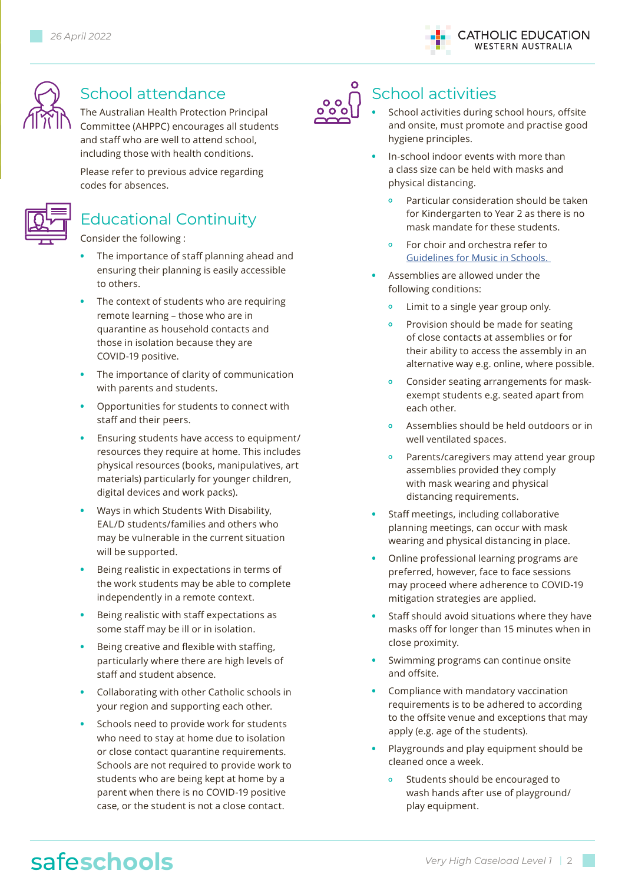## School attendance

The Australian Health Protection Principal Committee (AHPPC) encourages all students and staff who are well to attend school, including those with health conditions.

Please refer to previous advice regarding codes for absences.

## Educational Continuity

Consider the following :

- The importance of staff planning ahead and ensuring their planning is easily accessible to others.
- The context of students who are requiring remote learning – those who are in quarantine as household contacts and those in isolation because they are COVID-19 positive.
- The importance of clarity of communication with parents and students.
- Opportunities for students to connect with staff and their peers.
- Ensuring students have access to equipment/ resources they require at home. This includes physical resources (books, manipulatives, art materials) particularly for younger children, digital devices and work packs).
- Ways in which Students With Disability, EAL/D students/families and others who may be vulnerable in the current situation will be supported.
- Being realistic in expectations in terms of the work students may be able to complete independently in a remote context.
- Being realistic with staff expectations as some staff may be ill or in isolation.
- Being creative and flexible with staffing, particularly where there are high levels of staff and student absence.
- Collaborating with other Catholic schools in your region and supporting each other.
- Schools need to provide work for students who need to stay at home due to isolation or close contact quarantine requirements. Schools are not required to provide work to students who are being kept at home by a parent when there is no COVID-19 positive case, or the student is not a close contact.

## School activities

- School activities during school hours, offsite and onsite, must promote and practise good hygiene principles.
- In-school indoor events with more than a class size can be held with masks and physical distancing.
  - Particular consideration should be taken for Kindergarten to Year 2 as there is no mask mandate for these students.
  - For choir and orchestra refer to Guidelines for Music in Schools.
- Assemblies are allowed under the following conditions:
  - Limit to a single year group only.
  - Provision should be made for seating of close contacts at assemblies or for their ability to access the assembly in an alternative way e.g. online, where possible.
  - Consider seating arrangements for mask-exempt students e.g. seated apart from each other.
  - Assemblies should be held outdoors or in well ventilated spaces.
  - Parents/caregivers may attend year group assemblies provided they comply with mask wearing and physical distancing requirements.
- Staff meetings, including collaborative planning meetings, can occur with mask wearing and physical distancing in place.
- Online professional learning programs are preferred, however, face to face sessions may proceed where adherence to COVID-19 mitigation strategies are applied.
- Staff should avoid situations where they have masks off for longer than 15 minutes when in close proximity.
- Swimming programs can continue onsite and offsite.
- Compliance with mandatory vaccination requirements is to be adhered to according to the offsite venue and exceptions that may apply (e.g. age of the students).
- Playgrounds and play equipment should be cleaned once a week.
  - Students should be encouraged to wash hands after use of playground/ play equipment.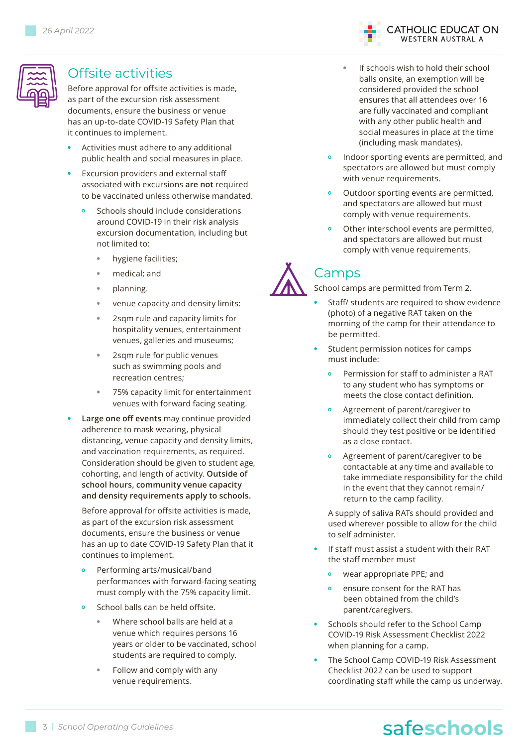## Offsite activities

Before approval for offsite activities is made, as part of the excursion risk assessment documents, ensure the business or venue has an up-to-date COVID-19 Safety Plan that it continues to implement.

- Activities must adhere to any additional public health and social measures in place.
- Excursion providers and external staff associated with excursions **are not** required to be vaccinated unless otherwise mandated.
  - Schools should include considerations around COVID-19 in their risk analysis excursion documentation, including but not limited to:
    - hygiene facilities;
    - medical; and
    - planning.
    - venue capacity and density limits:
    - 2sqm rule and capacity limits for hospitality venues, entertainment venues, galleries and museums;
    - 2sqm rule for public venues such as swimming pools and recreation centres;
    - 75% capacity limit for entertainment venues with forward facing seating.
- **Large one off events** may continue provided adherence to mask wearing, physical distancing, venue capacity and density limits, and vaccination requirements, as required. Consideration should be given to student age, cohorting, and length of activity. **Outside of school hours, community venue capacity and density requirements apply to schools.**

  Before approval for offsite activities is made, as part of the excursion risk assessment documents, ensure the business or venue has an up to date COVID-19 Safety Plan that it continues to implement.
  - Performing arts/musical/band performances with forward-facing seating must comply with the 75% capacity limit.
  - School balls can be held offsite.
    - Where school balls are held at a venue which requires persons 16 years or older to be vaccinated, school students are required to comply.
    - Follow and comply with any venue requirements.
    - If schools wish to hold their school balls onsite, an exemption will be considered provided the school ensures that all attendees over 16 are fully vaccinated and compliant with any other public health and social measures in place at the time (including mask mandates).
  - Indoor sporting events are permitted, and spectators are allowed but must comply with venue requirements.
  - Outdoor sporting events are permitted, and spectators are allowed but must comply with venue requirements.
  - Other interschool events are permitted, and spectators are allowed but must comply with venue requirements.

## Camps

School camps are permitted from Term 2.

- Staff/ students are required to show evidence (photo) of a negative RAT taken on the morning of the camp for their attendance to be permitted.
- Student permission notices for camps must include:
  - Permission for staff to administer a RAT to any student who has symptoms or meets the close contact definition.
  - Agreement of parent/caregiver to immediately collect their child from camp should they test positive or be identified as a close contact.
  - Agreement of parent/caregiver to be contactable at any time and available to take immediate responsibility for the child in the event that they cannot remain/ return to the camp facility.

  A supply of saliva RATs should provided and used wherever possible to allow for the child to self administer.
- If staff must assist a student with their RAT the staff member must
  - wear appropriate PPE; and
  - ensure consent for the RAT has been obtained from the child's parent/caregivers.
- Schools should refer to the School Camp COVID-19 Risk Assessment Checklist 2022 when planning for a camp.
- The School Camp COVID-19 Risk Assessment Checklist 2022 can be used to support coordinating staff while the camp us underway.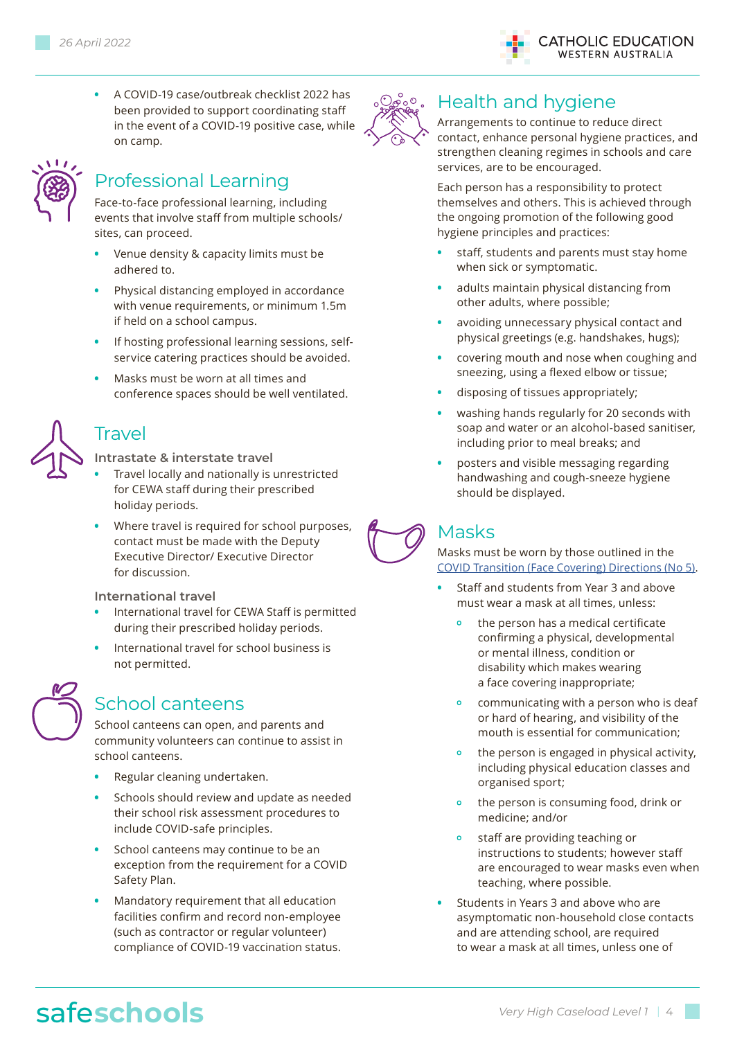- A COVID-19 case/outbreak checklist 2022 has been provided to support coordinating staff in the event of a COVID-19 positive case, while on camp.

## Professional Learning

Face-to-face professional learning, including events that involve staff from multiple schools/ sites, can proceed.

- Venue density & capacity limits must be adhered to.
- Physical distancing employed in accordance with venue requirements, or minimum 1.5m if held on a school campus.
- If hosting professional learning sessions, self-service catering practices should be avoided.
- Masks must be worn at all times and conference spaces should be well ventilated.

## Travel

### Intrastate & interstate travel

- Travel locally and nationally is unrestricted for CEWA staff during their prescribed holiday periods.
- Where travel is required for school purposes, contact must be made with the Deputy Executive Director/ Executive Director for discussion.

### International travel

- International travel for CEWA Staff is permitted during their prescribed holiday periods.
- International travel for school business is not permitted.

## School canteens

School canteens can open, and parents and community volunteers can continue to assist in school canteens.

- Regular cleaning undertaken.
- Schools should review and update as needed their school risk assessment procedures to include COVID-safe principles.
- School canteens may continue to be an exception from the requirement for a COVID Safety Plan.
- Mandatory requirement that all education facilities confirm and record non-employee (such as contractor or regular volunteer) compliance of COVID-19 vaccination status.

## Health and hygiene

Arrangements to continue to reduce direct contact, enhance personal hygiene practices, and strengthen cleaning regimes in schools and care services, are to be encouraged.

Each person has a responsibility to protect themselves and others. This is achieved through the ongoing promotion of the following good hygiene principles and practices:

- staff, students and parents must stay home when sick or symptomatic.
- adults maintain physical distancing from other adults, where possible;
- avoiding unnecessary physical contact and physical greetings (e.g. handshakes, hugs);
- covering mouth and nose when coughing and sneezing, using a flexed elbow or tissue;
- disposing of tissues appropriately;
- washing hands regularly for 20 seconds with soap and water or an alcohol-based sanitiser, including prior to meal breaks; and
- posters and visible messaging regarding handwashing and cough-sneeze hygiene should be displayed.

## Masks

Masks must be worn by those outlined in the COVID Transition (Face Covering) Directions (No 5).

- Staff and students from Year 3 and above must wear a mask at all times, unless:
  - the person has a medical certificate confirming a physical, developmental or mental illness, condition or disability which makes wearing a face covering inappropriate;
  - communicating with a person who is deaf or hard of hearing, and visibility of the mouth is essential for communication;
  - the person is engaged in physical activity, including physical education classes and organised sport;
  - the person is consuming food, drink or medicine; and/or
  - staff are providing teaching or instructions to students; however staff are encouraged to wear masks even when teaching, where possible.
- Students in Years 3 and above who are asymptomatic non-household close contacts and are attending school, are required to wear a mask at all times, unless one of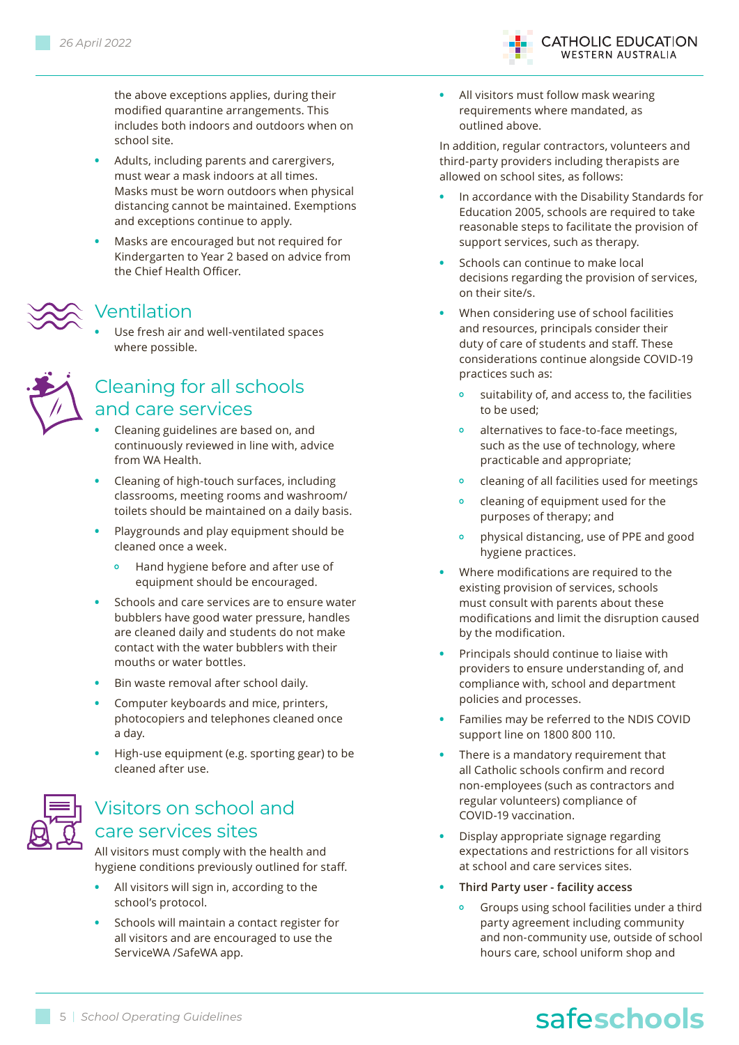the above exceptions applies, during their modified quarantine arrangements. This includes both indoors and outdoors when on school site.

- Adults, including parents and carergivers, must wear a mask indoors at all times. Masks must be worn outdoors when physical distancing cannot be maintained. Exemptions and exceptions continue to apply.
- Masks are encouraged but not required for Kindergarten to Year 2 based on advice from the Chief Health Officer.

## Ventilation

- Use fresh air and well-ventilated spaces where possible.

## Cleaning for all schools and care services

- Cleaning guidelines are based on, and continuously reviewed in line with, advice from WA Health.
- Cleaning of high-touch surfaces, including classrooms, meeting rooms and washroom/ toilets should be maintained on a daily basis.
- Playgrounds and play equipment should be cleaned once a week.
  - Hand hygiene before and after use of equipment should be encouraged.
- Schools and care services are to ensure water bubblers have good water pressure, handles are cleaned daily and students do not make contact with the water bubblers with their mouths or water bottles.
- Bin waste removal after school daily.
- Computer keyboards and mice, printers, photocopiers and telephones cleaned once a day.
- High-use equipment (e.g. sporting gear) to be cleaned after use.

## Visitors on school and care services sites

All visitors must comply with the health and hygiene conditions previously outlined for staff.

- All visitors will sign in, according to the school's protocol.
- Schools will maintain a contact register for all visitors and are encouraged to use the ServiceWA /SafeWA app.
- All visitors must follow mask wearing requirements where mandated, as outlined above.

In addition, regular contractors, volunteers and third-party providers including therapists are allowed on school sites, as follows:

- In accordance with the Disability Standards for Education 2005, schools are required to take reasonable steps to facilitate the provision of support services, such as therapy.
- Schools can continue to make local decisions regarding the provision of services, on their site/s.
- When considering use of school facilities and resources, principals consider their duty of care of students and staff. These considerations continue alongside COVID-19 practices such as:
  - suitability of, and access to, the facilities to be used;
  - alternatives to face-to-face meetings, such as the use of technology, where practicable and appropriate;
  - cleaning of all facilities used for meetings
  - cleaning of equipment used for the purposes of therapy; and
  - physical distancing, use of PPE and good hygiene practices.
- Where modifications are required to the existing provision of services, schools must consult with parents about these modifications and limit the disruption caused by the modification.
- Principals should continue to liaise with providers to ensure understanding of, and compliance with, school and department policies and processes.
- Families may be referred to the NDIS COVID support line on 1800 800 110.
- There is a mandatory requirement that all Catholic schools confirm and record non-employees (such as contractors and regular volunteers) compliance of COVID-19 vaccination.
- Display appropriate signage regarding expectations and restrictions for all visitors at school and care services sites.
- **Third Party user - facility access**
  - Groups using school facilities under a third party agreement including community and non-community use, outside of school hours care, school uniform shop and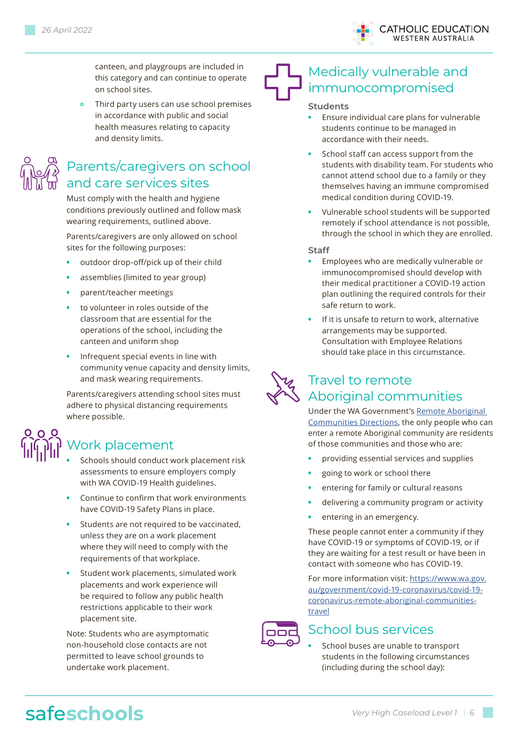canteen, and playgroups are included in this category and can continue to operate on school sites.

- Third party users can use school premises in accordance with public and social health measures relating to capacity and density limits.

## Parents/caregivers on school and care services sites

Must comply with the health and hygiene conditions previously outlined and follow mask wearing requirements, outlined above.

Parents/caregivers are only allowed on school sites for the following purposes:

- outdoor drop-off/pick up of their child
- assemblies (limited to year group)
- parent/teacher meetings
- to volunteer in roles outside of the classroom that are essential for the operations of the school, including the canteen and uniform shop
- Infrequent special events in line with community venue capacity and density limits, and mask wearing requirements.

Parents/caregivers attending school sites must adhere to physical distancing requirements where possible.

## Work placement

- Schools should conduct work placement risk assessments to ensure employers comply with WA COVID-19 Health guidelines.
- Continue to confirm that work environments have COVID-19 Safety Plans in place.
- Students are not required to be vaccinated, unless they are on a work placement where they will need to comply with the requirements of that workplace.
- Student work placements, simulated work placements and work experience will be required to follow any public health restrictions applicable to their work placement site.

Note: Students who are asymptomatic non-household close contacts are not permitted to leave school grounds to undertake work placement.

## Medically vulnerable and immunocompromised

### Students

- Ensure individual care plans for vulnerable students continue to be managed in accordance with their needs.
- School staff can access support from the students with disability team. For students who cannot attend school due to a family or they themselves having an immune compromised medical condition during COVID-19.
- Vulnerable school students will be supported remotely if school attendance is not possible, through the school in which they are enrolled.

### Staff

- Employees who are medically vulnerable or immunocompromised should develop with their medical practitioner a COVID-19 action plan outlining the required controls for their safe return to work.
- If it is unsafe to return to work, alternative arrangements may be supported. Consultation with Employee Relations should take place in this circumstance.

## Travel to remote Aboriginal communities

Under the WA Government's Remote Aboriginal Communities Directions, the only people who can enter a remote Aboriginal community are residents of those communities and those who are:

- providing essential services and supplies
- going to work or school there
- entering for family or cultural reasons
- delivering a community program or activity
- entering in an emergency.

These people cannot enter a community if they have COVID-19 or symptoms of COVID-19, or if they are waiting for a test result or have been in contact with someone who has COVID-19.

For more information visit: https://www.wa.gov.au/government/covid-19-coronavirus/covid-19-coronavirus-remote-aboriginal-communities-travel

## School bus services

- School buses are unable to transport students in the following circumstances (including during the school day):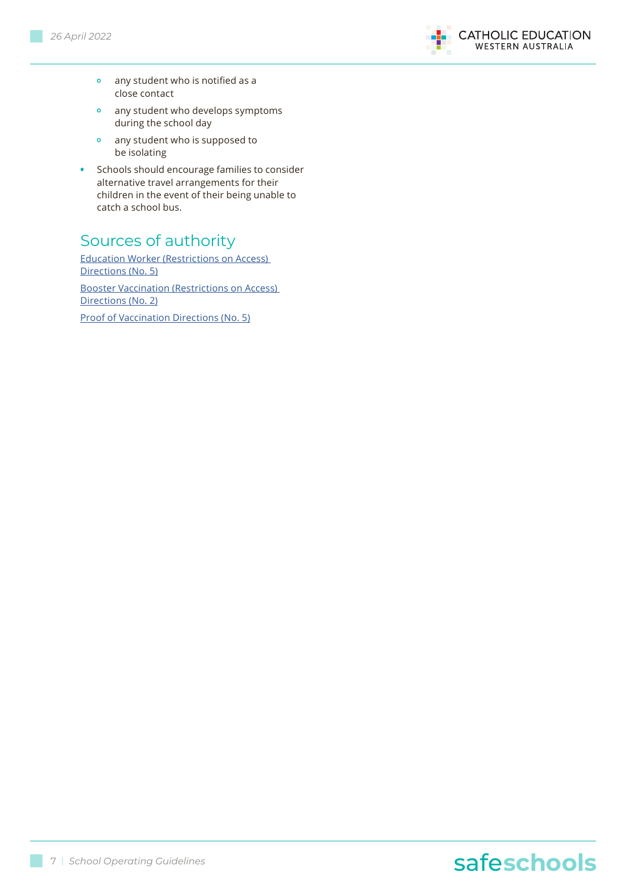- any student who is notified as a close contact
  - any student who develops symptoms during the school day
  - any student who is supposed to be isolating
- Schools should encourage families to consider alternative travel arrangements for their children in the event of their being unable to catch a school bus.

## Sources of authority

Education Worker (Restrictions on Access) Directions (No. 5)

Booster Vaccination (Restrictions on Access) Directions (No. 2)

Proof of Vaccination Directions (No. 5)